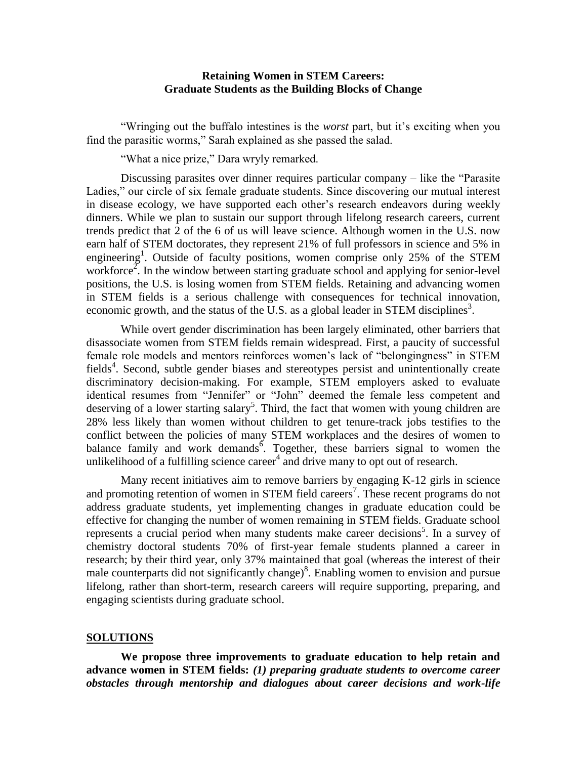**Retaining Women in STEM Careers:**
**Graduate Students as the Building Blocks of Change**

"Wringing out the buffalo intestines is the *worst* part, but it's exciting when you find the parasitic worms," Sarah explained as she passed the salad.

"What a nice prize," Dara wryly remarked.

Discussing parasites over dinner requires particular company – like the "Parasite Ladies," our circle of six female graduate students. Since discovering our mutual interest in disease ecology, we have supported each other's research endeavors during weekly dinners. While we plan to sustain our support through lifelong research careers, current trends predict that 2 of the 6 of us will leave science. Although women in the U.S. now earn half of STEM doctorates, they represent 21% of full professors in science and 5% in engineering[1]. Outside of faculty positions, women comprise only 25% of the STEM workforce[2]. In the window between starting graduate school and applying for senior-level positions, the U.S. is losing women from STEM fields. Retaining and advancing women in STEM fields is a serious challenge with consequences for technical innovation, economic growth, and the status of the U.S. as a global leader in STEM disciplines[3].

While overt gender discrimination has been largely eliminated, other barriers that disassociate women from STEM fields remain widespread. First, a paucity of successful female role models and mentors reinforces women's lack of "belongingness" in STEM fields[4]. Second, subtle gender biases and stereotypes persist and unintentionally create discriminatory decision-making. For example, STEM employers asked to evaluate identical resumes from "Jennifer" or "John" deemed the female less competent and deserving of a lower starting salary[5]. Third, the fact that women with young children are 28% less likely than women without children to get tenure-track jobs testifies to the conflict between the policies of many STEM workplaces and the desires of women to balance family and work demands[6]. Together, these barriers signal to women the unlikelihood of a fulfilling science career[4] and drive many to opt out of research.

Many recent initiatives aim to remove barriers by engaging K-12 girls in science and promoting retention of women in STEM field careers[7]. These recent programs do not address graduate students, yet implementing changes in graduate education could be effective for changing the number of women remaining in STEM fields. Graduate school represents a crucial period when many students make career decisions[5]. In a survey of chemistry doctoral students 70% of first-year female students planned a career in research; by their third year, only 37% maintained that goal (whereas the interest of their male counterparts did not significantly change)[8]. Enabling women to envision and pursue lifelong, rather than short-term, research careers will require supporting, preparing, and engaging scientists during graduate school.

## SOLUTIONS

**We propose three improvements to graduate education to help retain and advance women in STEM fields:** ***(1) preparing graduate students to overcome career obstacles through mentorship and dialogues about career decisions and work-life***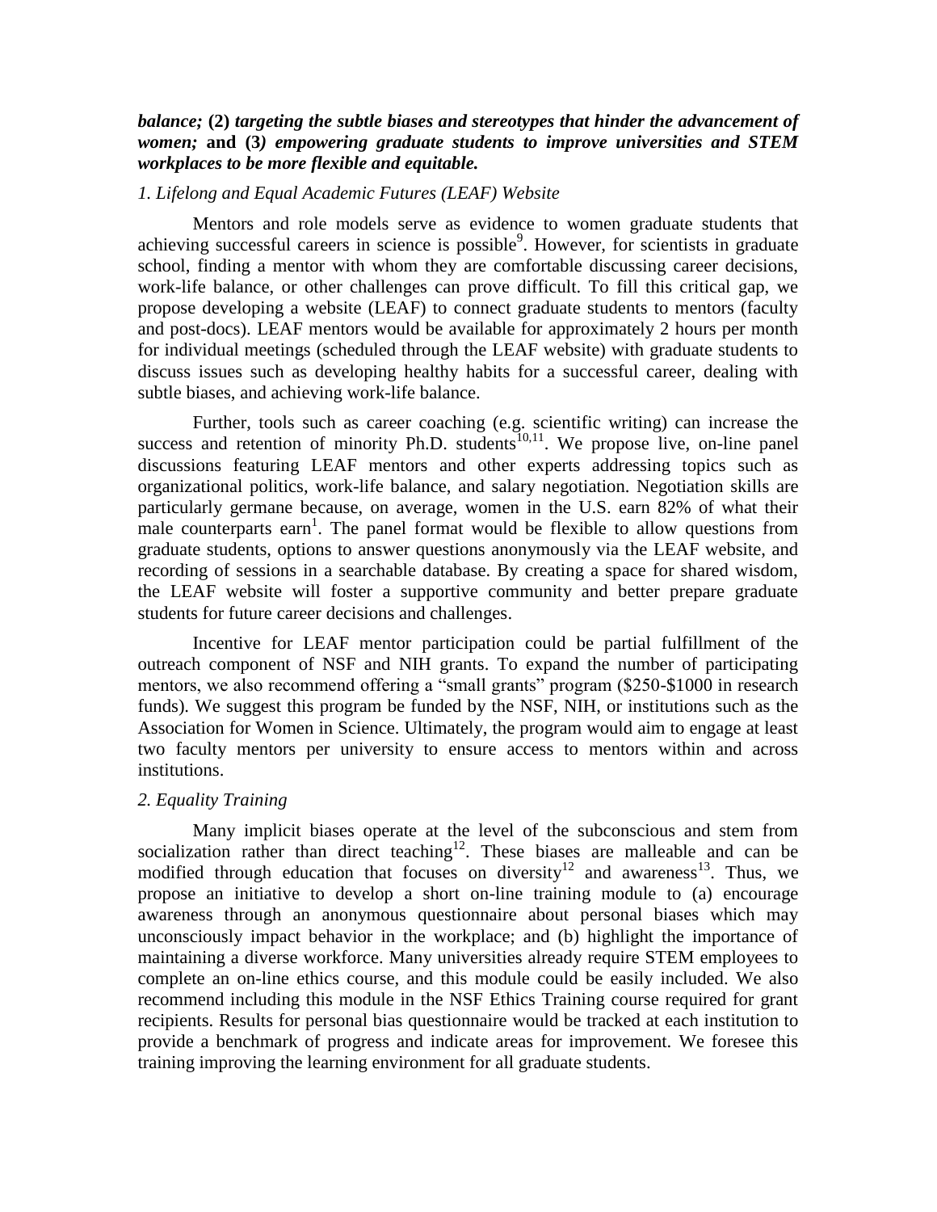***balance;* (2) *targeting the subtle biases and stereotypes that hinder the advancement of women;* and (3*) empowering graduate students to improve universities and STEM workplaces to be more flexible and equitable.***

*1. Lifelong and Equal Academic Futures (LEAF) Website*

Mentors and role models serve as evidence to women graduate students that achieving successful careers in science is possible[9]. However, for scientists in graduate school, finding a mentor with whom they are comfortable discussing career decisions, work-life balance, or other challenges can prove difficult. To fill this critical gap, we propose developing a website (LEAF) to connect graduate students to mentors (faculty and post-docs). LEAF mentors would be available for approximately 2 hours per month for individual meetings (scheduled through the LEAF website) with graduate students to discuss issues such as developing healthy habits for a successful career, dealing with subtle biases, and achieving work-life balance.

Further, tools such as career coaching (e.g. scientific writing) can increase the success and retention of minority Ph.D. students[10,11]. We propose live, on-line panel discussions featuring LEAF mentors and other experts addressing topics such as organizational politics, work-life balance, and salary negotiation. Negotiation skills are particularly germane because, on average, women in the U.S. earn 82% of what their male counterparts earn[1]. The panel format would be flexible to allow questions from graduate students, options to answer questions anonymously via the LEAF website, and recording of sessions in a searchable database. By creating a space for shared wisdom, the LEAF website will foster a supportive community and better prepare graduate students for future career decisions and challenges.

Incentive for LEAF mentor participation could be partial fulfillment of the outreach component of NSF and NIH grants. To expand the number of participating mentors, we also recommend offering a "small grants" program ($250-$1000 in research funds). We suggest this program be funded by the NSF, NIH, or institutions such as the Association for Women in Science. Ultimately, the program would aim to engage at least two faculty mentors per university to ensure access to mentors within and across institutions.

*2. Equality Training*

Many implicit biases operate at the level of the subconscious and stem from socialization rather than direct teaching[12]. These biases are malleable and can be modified through education that focuses on diversity[12] and awareness[13]. Thus, we propose an initiative to develop a short on-line training module to (a) encourage awareness through an anonymous questionnaire about personal biases which may unconsciously impact behavior in the workplace; and (b) highlight the importance of maintaining a diverse workforce. Many universities already require STEM employees to complete an on-line ethics course, and this module could be easily included. We also recommend including this module in the NSF Ethics Training course required for grant recipients. Results for personal bias questionnaire would be tracked at each institution to provide a benchmark of progress and indicate areas for improvement. We foresee this training improving the learning environment for all graduate students.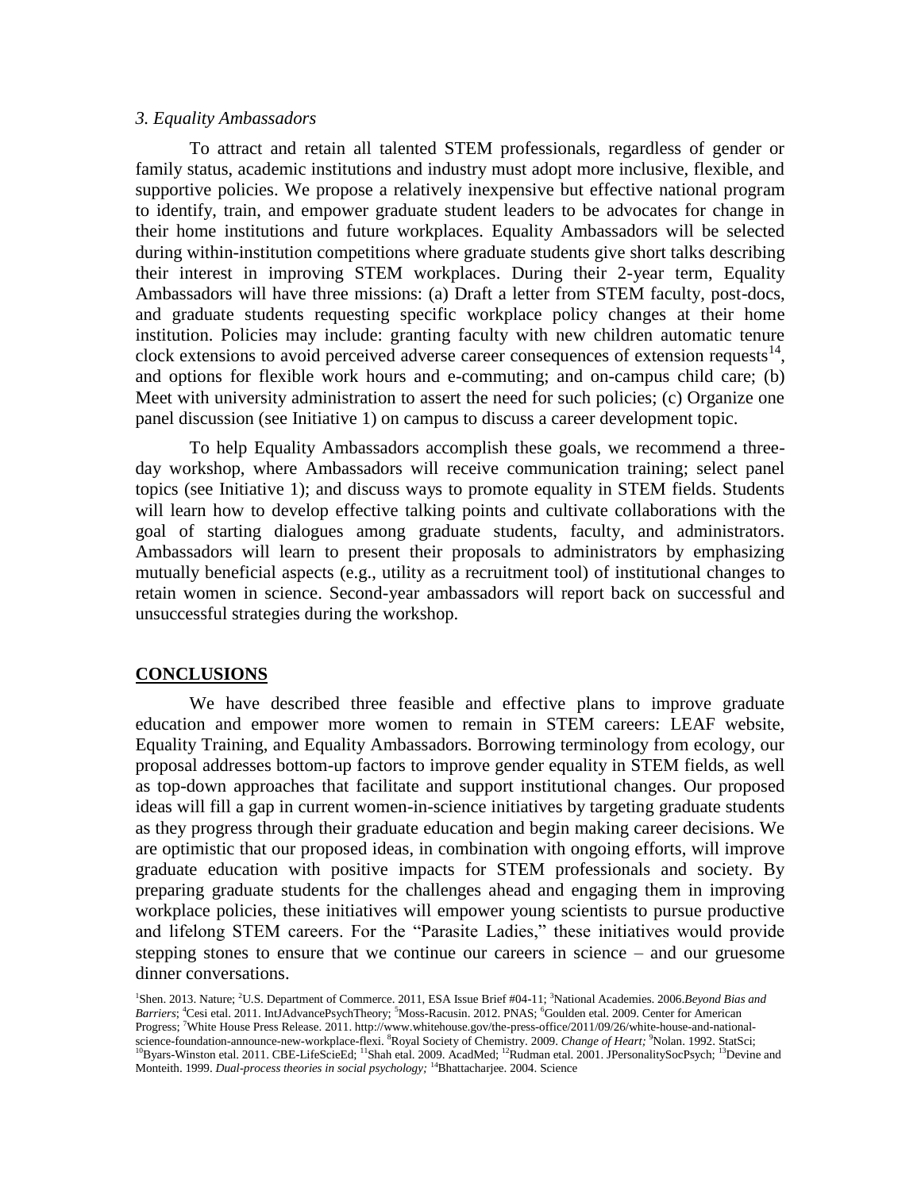*3. Equality Ambassadors*

To attract and retain all talented STEM professionals, regardless of gender or family status, academic institutions and industry must adopt more inclusive, flexible, and supportive policies. We propose a relatively inexpensive but effective national program to identify, train, and empower graduate student leaders to be advocates for change in their home institutions and future workplaces. Equality Ambassadors will be selected during within-institution competitions where graduate students give short talks describing their interest in improving STEM workplaces. During their 2-year term, Equality Ambassadors will have three missions: (a) Draft a letter from STEM faculty, post-docs, and graduate students requesting specific workplace policy changes at their home institution. Policies may include: granting faculty with new children automatic tenure clock extensions to avoid perceived adverse career consequences of extension requests[14], and options for flexible work hours and e-commuting; and on-campus child care; (b) Meet with university administration to assert the need for such policies; (c) Organize one panel discussion (see Initiative 1) on campus to discuss a career development topic.

To help Equality Ambassadors accomplish these goals, we recommend a three-day workshop, where Ambassadors will receive communication training; select panel topics (see Initiative 1); and discuss ways to promote equality in STEM fields. Students will learn how to develop effective talking points and cultivate collaborations with the goal of starting dialogues among graduate students, faculty, and administrators. Ambassadors will learn to present their proposals to administrators by emphasizing mutually beneficial aspects (e.g., utility as a recruitment tool) of institutional changes to retain women in science. Second-year ambassadors will report back on successful and unsuccessful strategies during the workshop.

## CONCLUSIONS

We have described three feasible and effective plans to improve graduate education and empower more women to remain in STEM careers: LEAF website, Equality Training, and Equality Ambassadors. Borrowing terminology from ecology, our proposal addresses bottom-up factors to improve gender equality in STEM fields, as well as top-down approaches that facilitate and support institutional changes. Our proposed ideas will fill a gap in current women-in-science initiatives by targeting graduate students as they progress through their graduate education and begin making career decisions. We are optimistic that our proposed ideas, in combination with ongoing efforts, will improve graduate education with positive impacts for STEM professionals and society. By preparing graduate students for the challenges ahead and engaging them in improving workplace policies, these initiatives will empower young scientists to pursue productive and lifelong STEM careers. For the "Parasite Ladies," these initiatives would provide stepping stones to ensure that we continue our careers in science – and our gruesome dinner conversations.

[1]Shen. 2013. Nature; [2]U.S. Department of Commerce. 2011, ESA Issue Brief #04-11; [3]National Academies. 2006.*Beyond Bias and Barriers*; [4]Cesi etal. 2011. IntJAdvancePsychTheory; [5]Moss-Racusin. 2012. PNAS; [6]Goulden etal. 2009. Center for American Progress; [7]White House Press Release. 2011. http://www.whitehouse.gov/the-press-office/2011/09/26/white-house-and-national-science-foundation-announce-new-workplace-flexi. [8]Royal Society of Chemistry. 2009. *Change of Heart;* [9]Nolan. 1992. StatSci; [10]Byars-Winston etal. 2011. CBE-LifeScieEd; [11]Shah etal. 2009. AcadMed; [12]Rudman etal. 2001. JPersonalitySocPsych; [13]Devine and Monteith. 1999. *Dual-process theories in social psychology;* [14]Bhattacharjee. 2004. Science